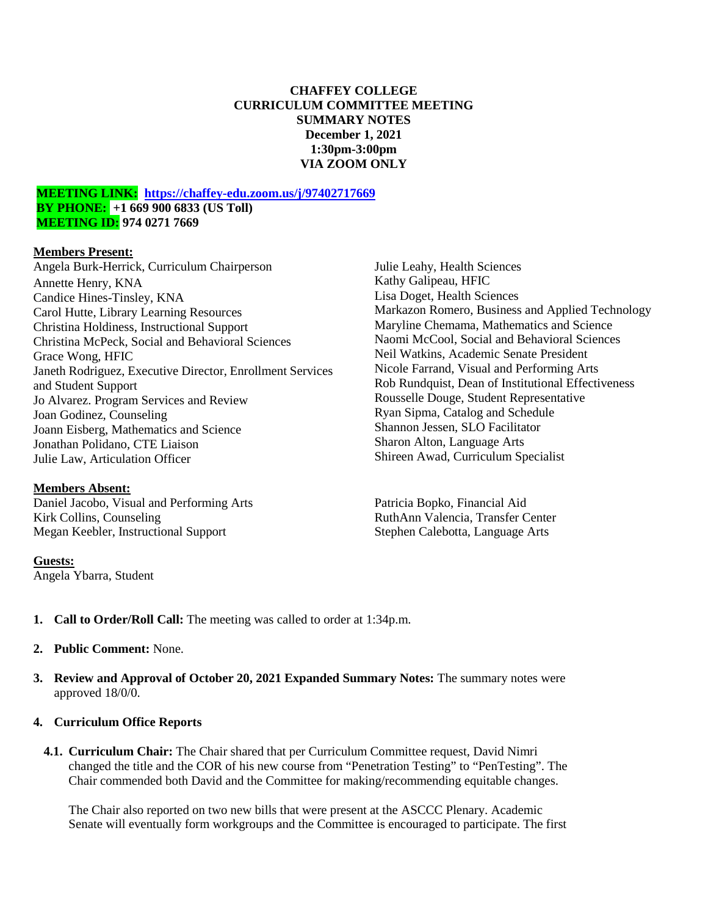**CHAFFEY COLLEGE**
**CURRICULUM COMMITTEE MEETING**
**SUMMARY NOTES**
**December 1, 2021**
**1:30pm-3:00pm**
**VIA ZOOM ONLY**

**MEETING LINK:** **https://chaffey-edu.zoom.us/j/97402717669**
**BY PHONE:** **+1 669 900 6833 (US Toll)**
**MEETING ID:** **974 0271 7669**

**Members Present:**

Angela Burk-Herrick, Curriculum Chairperson
Annette Henry, KNA
Candice Hines-Tinsley, KNA
Carol Hutte, Library Learning Resources
Christina Holdiness, Instructional Support
Christina McPeck, Social and Behavioral Sciences
Grace Wong, HFIC
Janeth Rodriguez, Executive Director, Enrollment Services and Student Support
Jo Alvarez. Program Services and Review
Joan Godinez, Counseling
Joann Eisberg, Mathematics and Science
Jonathan Polidano, CTE Liaison
Julie Law, Articulation Officer
Julie Leahy, Health Sciences
Kathy Galipeau, HFIC
Lisa Doget, Health Sciences
Markazon Romero, Business and Applied Technology
Maryline Chemama, Mathematics and Science
Naomi McCool, Social and Behavioral Sciences
Neil Watkins, Academic Senate President
Nicole Farrand, Visual and Performing Arts
Rob Rundquist, Dean of Institutional Effectiveness
Rousselle Douge, Student Representative
Ryan Sipma, Catalog and Schedule
Shannon Jessen, SLO Facilitator
Sharon Alton, Language Arts
Shireen Awad, Curriculum Specialist

**Members Absent:**

Daniel Jacobo, Visual and Performing Arts
Kirk Collins, Counseling
Megan Keebler, Instructional Support
Patricia Bopko, Financial Aid
RuthAnn Valencia, Transfer Center
Stephen Calebotta, Language Arts

**Guests:**

Angela Ybarra, Student

1. **Call to Order/Roll Call:** The meeting was called to order at 1:34p.m.

2. **Public Comment:** None.

3. **Review and Approval of October 20, 2021 Expanded Summary Notes:** The summary notes were approved 18/0/0.

4. **Curriculum Office Reports**

   4.1. **Curriculum Chair:** The Chair shared that per Curriculum Committee request, David Nimri changed the title and the COR of his new course from "Penetration Testing" to "PenTesting". The Chair commended both David and the Committee for making/recommending equitable changes.

   The Chair also reported on two new bills that were present at the ASCCC Plenary. Academic Senate will eventually form workgroups and the Committee is encouraged to participate. The first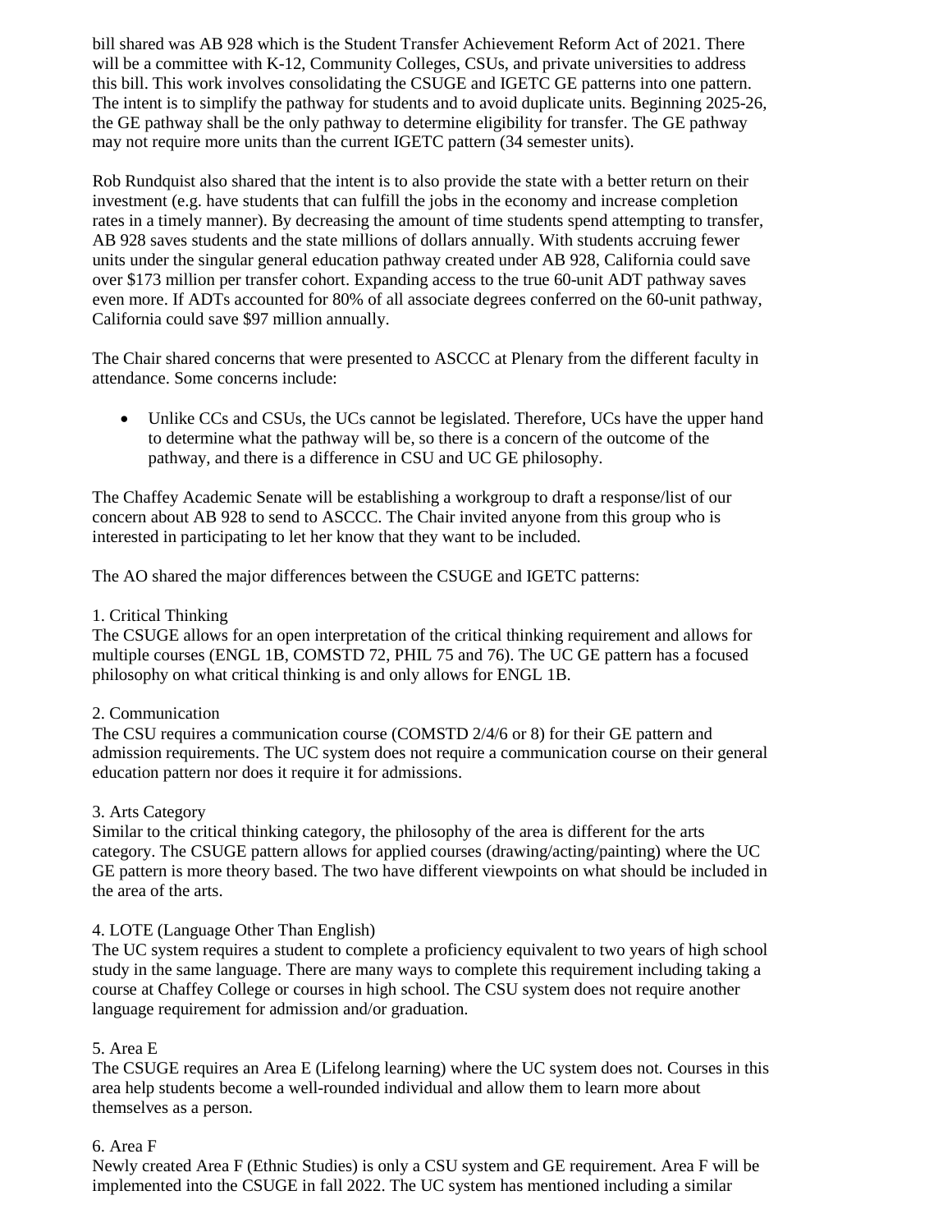bill shared was AB 928 which is the Student Transfer Achievement Reform Act of 2021. There will be a committee with K-12, Community Colleges, CSUs, and private universities to address this bill. This work involves consolidating the CSUGE and IGETC GE patterns into one pattern. The intent is to simplify the pathway for students and to avoid duplicate units. Beginning 2025-26, the GE pathway shall be the only pathway to determine eligibility for transfer. The GE pathway may not require more units than the current IGETC pattern (34 semester units).

Rob Rundquist also shared that the intent is to also provide the state with a better return on their investment (e.g. have students that can fulfill the jobs in the economy and increase completion rates in a timely manner). By decreasing the amount of time students spend attempting to transfer, AB 928 saves students and the state millions of dollars annually. With students accruing fewer units under the singular general education pathway created under AB 928, California could save over $173 million per transfer cohort. Expanding access to the true 60-unit ADT pathway saves even more. If ADTs accounted for 80% of all associate degrees conferred on the 60-unit pathway, California could save $97 million annually.

The Chair shared concerns that were presented to ASCCC at Plenary from the different faculty in attendance. Some concerns include:

- Unlike CCs and CSUs, the UCs cannot be legislated. Therefore, UCs have the upper hand to determine what the pathway will be, so there is a concern of the outcome of the pathway, and there is a difference in CSU and UC GE philosophy.

The Chaffey Academic Senate will be establishing a workgroup to draft a response/list of our concern about AB 928 to send to ASCCC. The Chair invited anyone from this group who is interested in participating to let her know that they want to be included.

The AO shared the major differences between the CSUGE and IGETC patterns:

1. Critical Thinking
The CSUGE allows for an open interpretation of the critical thinking requirement and allows for multiple courses (ENGL 1B, COMSTD 72, PHIL 75 and 76). The UC GE pattern has a focused philosophy on what critical thinking is and only allows for ENGL 1B.

2. Communication
The CSU requires a communication course (COMSTD 2/4/6 or 8) for their GE pattern and admission requirements. The UC system does not require a communication course on their general education pattern nor does it require it for admissions.

3. Arts Category
Similar to the critical thinking category, the philosophy of the area is different for the arts category. The CSUGE pattern allows for applied courses (drawing/acting/painting) where the UC GE pattern is more theory based. The two have different viewpoints on what should be included in the area of the arts.

4. LOTE (Language Other Than English)
The UC system requires a student to complete a proficiency equivalent to two years of high school study in the same language. There are many ways to complete this requirement including taking a course at Chaffey College or courses in high school. The CSU system does not require another language requirement for admission and/or graduation.

5. Area E
The CSUGE requires an Area E (Lifelong learning) where the UC system does not. Courses in this area help students become a well-rounded individual and allow them to learn more about themselves as a person.

6. Area F
Newly created Area F (Ethnic Studies) is only a CSU system and GE requirement. Area F will be implemented into the CSUGE in fall 2022. The UC system has mentioned including a similar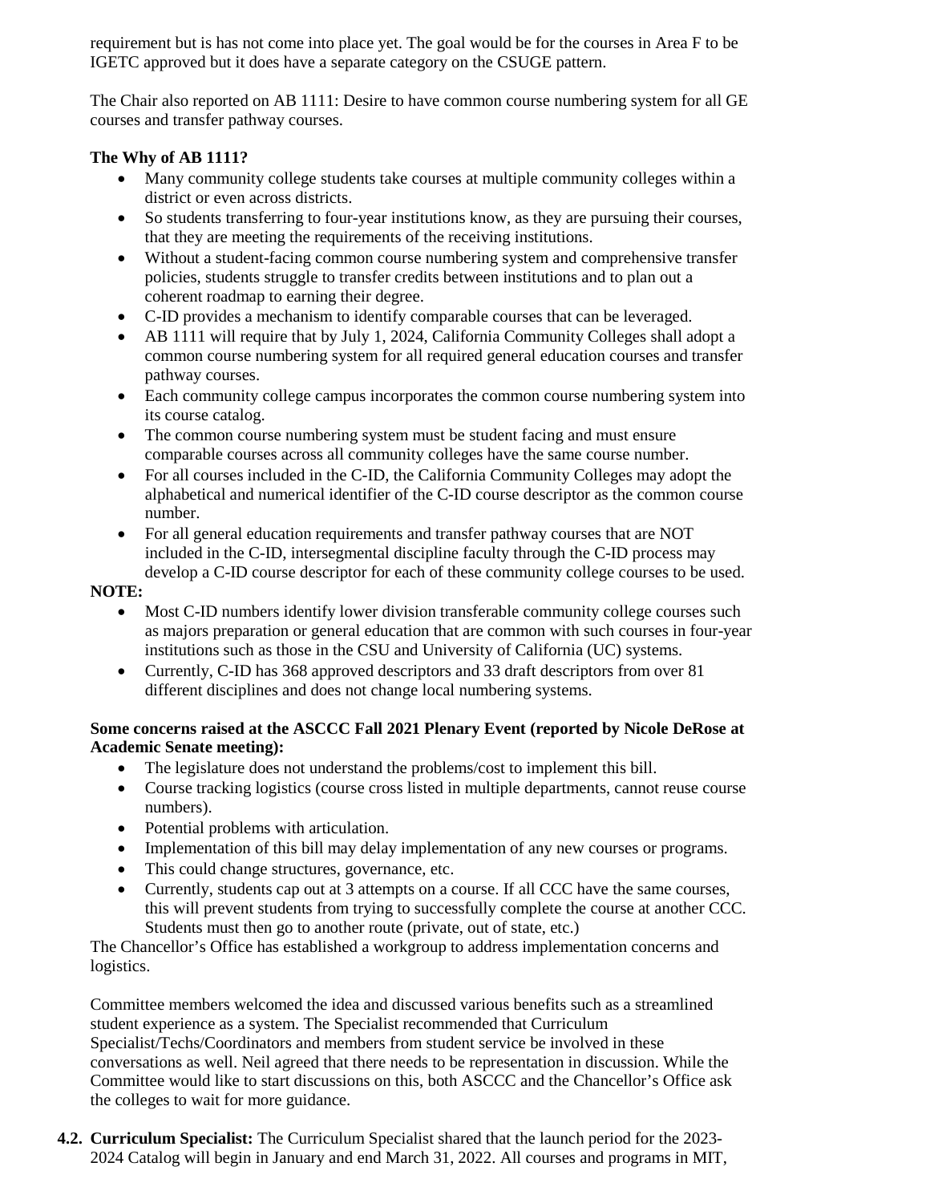requirement but is has not come into place yet. The goal would be for the courses in Area F to be IGETC approved but it does have a separate category on the CSUGE pattern.

The Chair also reported on AB 1111: Desire to have common course numbering system for all GE courses and transfer pathway courses.

**The Why of AB 1111?**

- Many community college students take courses at multiple community colleges within a district or even across districts.
- So students transferring to four-year institutions know, as they are pursuing their courses, that they are meeting the requirements of the receiving institutions.
- Without a student-facing common course numbering system and comprehensive transfer policies, students struggle to transfer credits between institutions and to plan out a coherent roadmap to earning their degree.
- C-ID provides a mechanism to identify comparable courses that can be leveraged.
- AB 1111 will require that by July 1, 2024, California Community Colleges shall adopt a common course numbering system for all required general education courses and transfer pathway courses.
- Each community college campus incorporates the common course numbering system into its course catalog.
- The common course numbering system must be student facing and must ensure comparable courses across all community colleges have the same course number.
- For all courses included in the C-ID, the California Community Colleges may adopt the alphabetical and numerical identifier of the C-ID course descriptor as the common course number.
- For all general education requirements and transfer pathway courses that are NOT included in the C-ID, intersegmental discipline faculty through the C-ID process may develop a C-ID course descriptor for each of these community college courses to be used.

**NOTE:**

- Most C-ID numbers identify lower division transferable community college courses such as majors preparation or general education that are common with such courses in four-year institutions such as those in the CSU and University of California (UC) systems.
- Currently, C-ID has 368 approved descriptors and 33 draft descriptors from over 81 different disciplines and does not change local numbering systems.

**Some concerns raised at the ASCCC Fall 2021 Plenary Event (reported by Nicole DeRose at Academic Senate meeting):**

- The legislature does not understand the problems/cost to implement this bill.
- Course tracking logistics (course cross listed in multiple departments, cannot reuse course numbers).
- Potential problems with articulation.
- Implementation of this bill may delay implementation of any new courses or programs.
- This could change structures, governance, etc.
- Currently, students cap out at 3 attempts on a course. If all CCC have the same courses, this will prevent students from trying to successfully complete the course at another CCC. Students must then go to another route (private, out of state, etc.)

The Chancellor's Office has established a workgroup to address implementation concerns and logistics.

Committee members welcomed the idea and discussed various benefits such as a streamlined student experience as a system. The Specialist recommended that Curriculum Specialist/Techs/Coordinators and members from student service be involved in these conversations as well. Neil agreed that there needs to be representation in discussion. While the Committee would like to start discussions on this, both ASCCC and the Chancellor's Office ask the colleges to wait for more guidance.

**4.2. Curriculum Specialist:** The Curriculum Specialist shared that the launch period for the 2023-2024 Catalog will begin in January and end March 31, 2022. All courses and programs in MIT,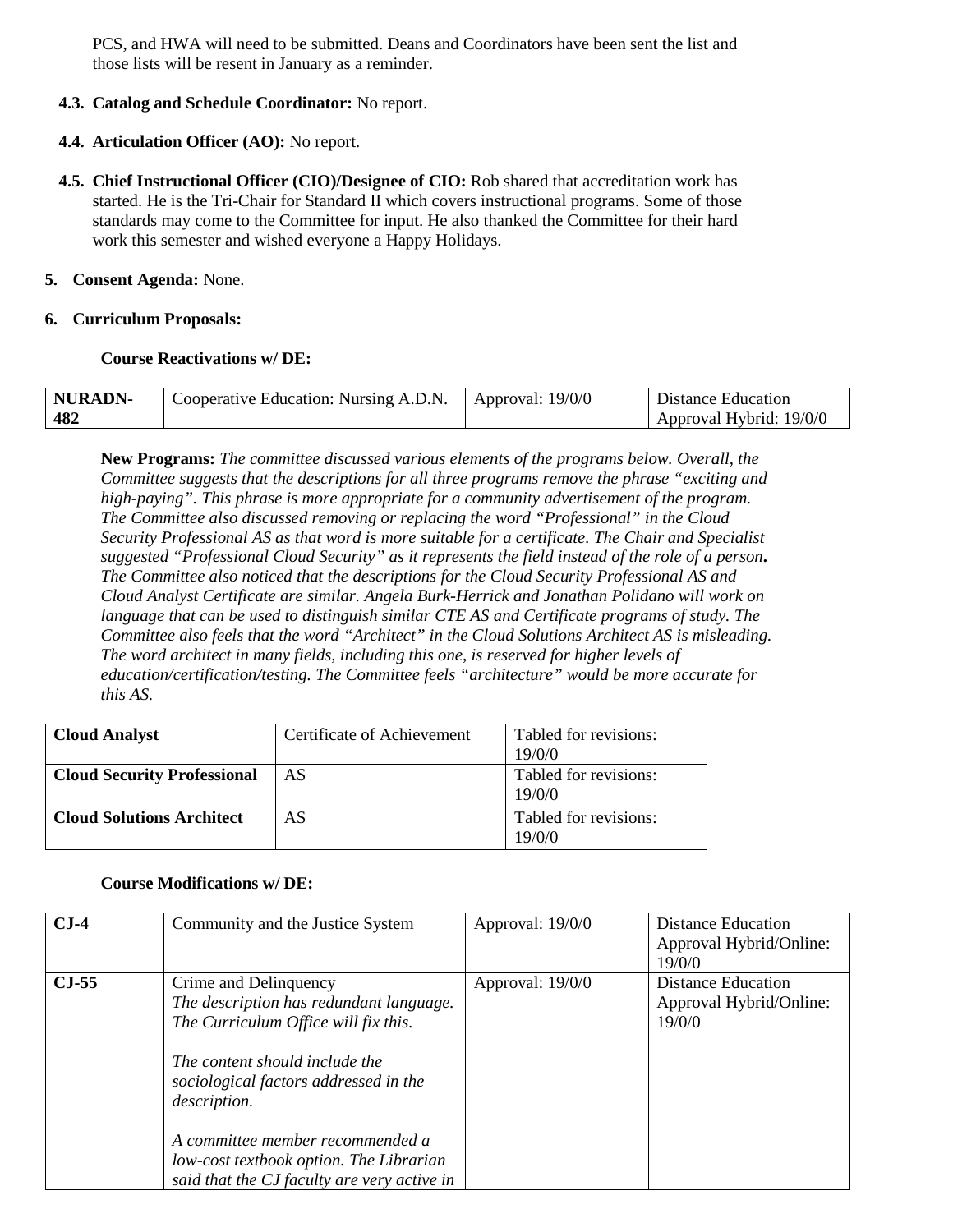PCS, and HWA will need to be submitted. Deans and Coordinators have been sent the list and those lists will be resent in January as a reminder.

**4.3. Catalog and Schedule Coordinator:** No report.

**4.4. Articulation Officer (AO):** No report.

**4.5. Chief Instructional Officer (CIO)/Designee of CIO:** Rob shared that accreditation work has started. He is the Tri-Chair for Standard II which covers instructional programs. Some of those standards may come to the Committee for input. He also thanked the Committee for their hard work this semester and wished everyone a Happy Holidays.

**5. Consent Agenda:** None.

**6. Curriculum Proposals:**

**Course Reactivations w/ DE:**

| **NURADN-482** | Cooperative Education: Nursing A.D.N. | Approval: 19/0/0 | Distance Education Approval Hybrid: 19/0/0 |
|---|---|---|---|

**New Programs:** *The committee discussed various elements of the programs below. Overall, the Committee suggests that the descriptions for all three programs remove the phrase "exciting and high-paying". This phrase is more appropriate for a community advertisement of the program. The Committee also discussed removing or replacing the word "Professional" in the Cloud Security Professional AS as that word is more suitable for a certificate. The Chair and Specialist suggested "Professional Cloud Security" as it represents the field instead of the role of a person.* ***.*** *The Committee also noticed that the descriptions for the Cloud Security Professional AS and Cloud Analyst Certificate are similar. Angela Burk-Herrick and Jonathan Polidano will work on language that can be used to distinguish similar CTE AS and Certificate programs of study. The Committee also feels that the word "Architect" in the Cloud Solutions Architect AS is misleading. The word architect in many fields, including this one, is reserved for higher levels of education/certification/testing. The Committee feels "architecture" would be more accurate for this AS.*

| **Cloud Analyst** | Certificate of Achievement | Tabled for revisions: 19/0/0 |
|---|---|---|
| **Cloud Security Professional** | AS | Tabled for revisions: 19/0/0 |
| **Cloud Solutions Architect** | AS | Tabled for revisions: 19/0/0 |

**Course Modifications w/ DE:**

| **CJ-4** | Community and the Justice System | Approval: 19/0/0 | Distance Education Approval Hybrid/Online: 19/0/0 |
|---|---|---|---|
| **CJ-55** | Crime and Delinquency<br>*The description has redundant language. The Curriculum Office will fix this.*<br><br>*The content should include the sociological factors addressed in the description.*<br><br>*A committee member recommended a low-cost textbook option. The Librarian said that the CJ faculty are very active in* | Approval: 19/0/0 | Distance Education Approval Hybrid/Online: 19/0/0 |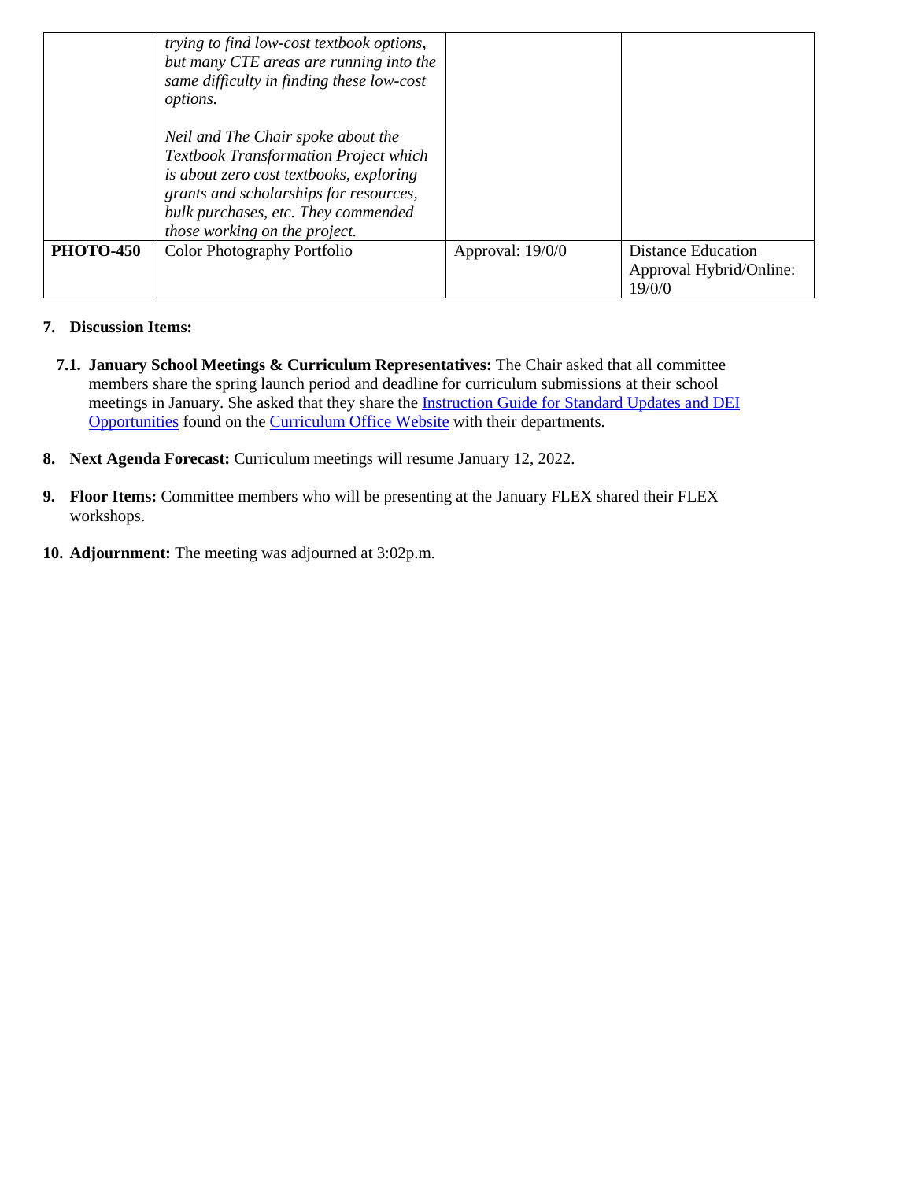|  |  |  |  |
|---|---|---|---|
|  | *trying to find low-cost textbook options, but many CTE areas are running into the same difficulty in finding these low-cost options.*<br><br>*Neil and The Chair spoke about the Textbook Transformation Project which is about zero cost textbooks, exploring grants and scholarships for resources, bulk purchases, etc. They commended those working on the project.* |  |  |
| **PHOTO-450** | Color Photography Portfolio | Approval: 19/0/0 | Distance Education Approval Hybrid/Online: 19/0/0 |

**7. Discussion Items:**

**7.1. January School Meetings & Curriculum Representatives:** The Chair asked that all committee members share the spring launch period and deadline for curriculum submissions at their school meetings in January. She asked that they share the Instruction Guide for Standard Updates and DEI Opportunities found on the Curriculum Office Website with their departments.

**8. Next Agenda Forecast:** Curriculum meetings will resume January 12, 2022.

**9. Floor Items:** Committee members who will be presenting at the January FLEX shared their FLEX workshops.

**10. Adjournment:** The meeting was adjourned at 3:02p.m.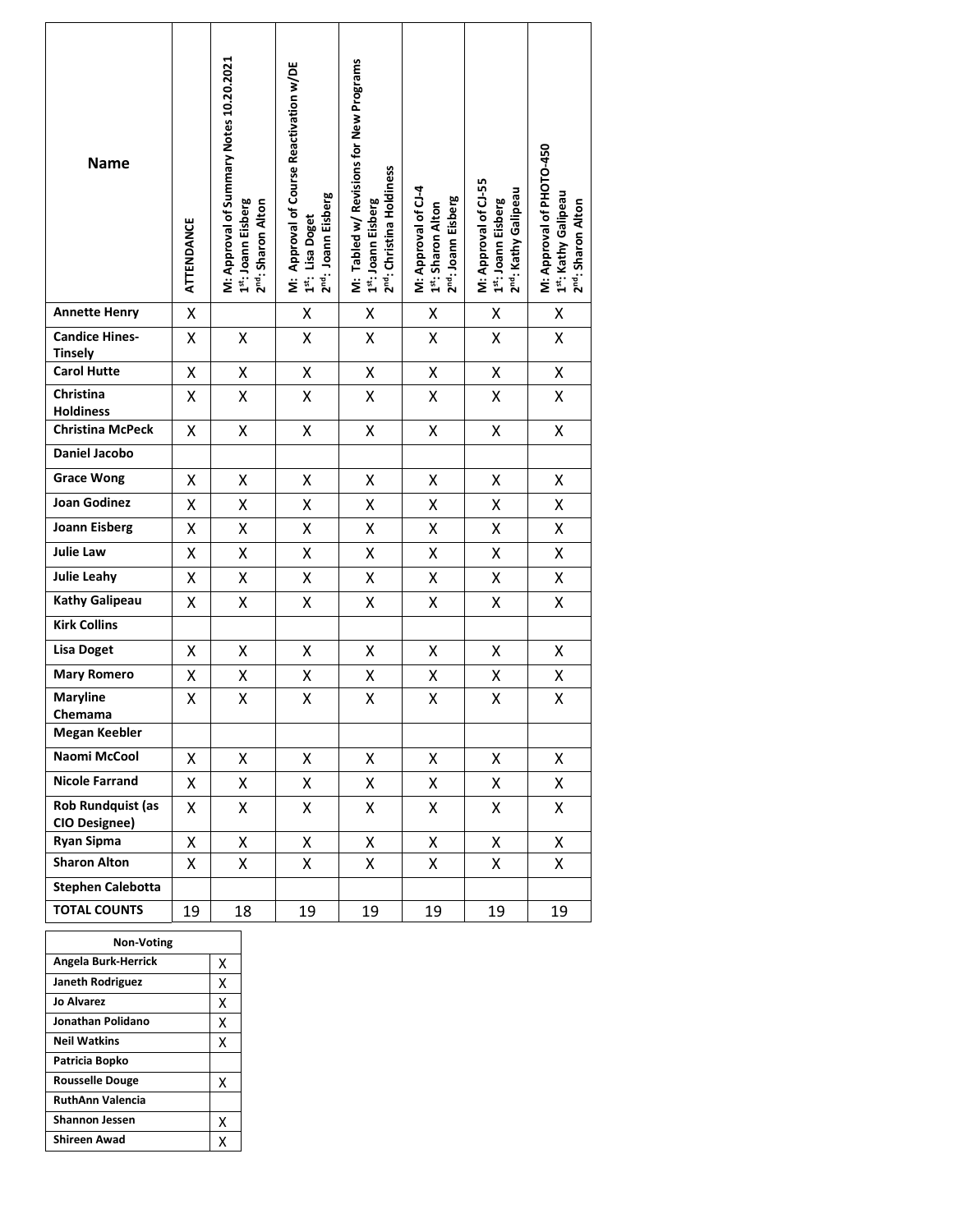| Name | ATTENDANCE | M: Approval of Summary Notes 10.20.2021 1st: Joann Eisberg 2nd: Sharon Alton | M: Approval of Course Reactivation w/DE 1st: Lisa Doget 2nd: Joann Eisberg | M: Tabled w/ Revisions for New Programs 1st: Joann Eisberg 2nd: Christina Holdiness | M: Approval of CJ-4 1st: Sharon Alton 2nd: Joann Eisberg | M: Approval of CJ-55 1st: Joann Eisberg 2nd: Kathy Galipeau | M: Approval of PHOTO-450 1st: Kathy Galipeau 2nd: Sharon Alton |
|---|---|---|---|---|---|---|---|
| **Annette Henry** | X | | X | X | X | X | X |
| **Candice Hines-Tinsely** | X | X | X | X | X | X | X |
| **Carol Hutte** | X | X | X | X | X | X | X |
| **Christina Holdiness** | X | X | X | X | X | X | X |
| **Christina McPeck** | X | X | X | X | X | X | X |
| **Daniel Jacobo** | | | | | | | |
| **Grace Wong** | X | X | X | X | X | X | X |
| **Joan Godinez** | X | X | X | X | X | X | X |
| **Joann Eisberg** | X | X | X | X | X | X | X |
| **Julie Law** | X | X | X | X | X | X | X |
| **Julie Leahy** | X | X | X | X | X | X | X |
| **Kathy Galipeau** | X | X | X | X | X | X | X |
| **Kirk Collins** | | | | | | | |
| **Lisa Doget** | X | X | X | X | X | X | X |
| **Mary Romero** | X | X | X | X | X | X | X |
| **Maryline Chemama** | X | X | X | X | X | X | X |
| **Megan Keebler** | | | | | | | |
| **Naomi McCool** | X | X | X | X | X | X | X |
| **Nicole Farrand** | X | X | X | X | X | X | X |
| **Rob Rundquist (as CIO Designee)** | X | X | X | X | X | X | X |
| **Ryan Sipma** | X | X | X | X | X | X | X |
| **Sharon Alton** | X | X | X | X | X | X | X |
| **Stephen Calebotta** | | | | | | | |
| **TOTAL COUNTS** | 19 | 18 | 19 | 19 | 19 | 19 | 19 |

| Non-Voting | |
|---|---|
| **Angela Burk-Herrick** | X |
| **Janeth Rodriguez** | X |
| **Jo Alvarez** | X |
| **Jonathan Polidano** | X |
| **Neil Watkins** | X |
| **Patricia Bopko** | |
| **Rousselle Douge** | X |
| **RuthAnn Valencia** | |
| **Shannon Jessen** | X |
| **Shireen Awad** | X |